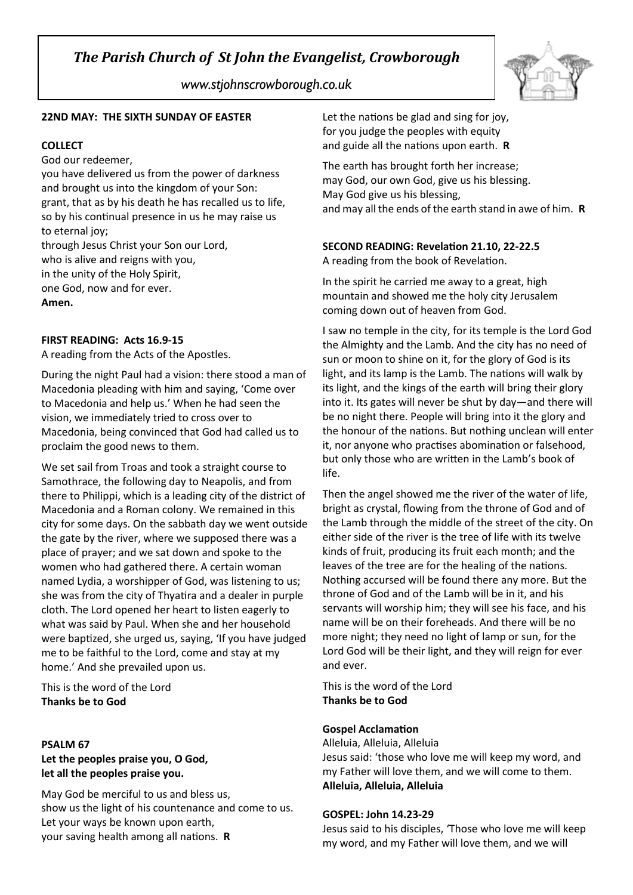# *The Parish Church of St John the Evangelist, Crowborough*

*www.stjohnscrowborough.co.uk*

**22ND MAY: THE SIXTH SUNDAY OF EASTER**

**COLLECT**

God our redeemer,
you have delivered us from the power of darkness
and brought us into the kingdom of your Son:
grant, that as by his death he has recalled us to life,
so by his continual presence in us he may raise us
to eternal joy;
through Jesus Christ your Son our Lord,
who is alive and reigns with you,
in the unity of the Holy Spirit,
one God, now and for ever.
**Amen.**

**FIRST READING: Acts 16.9-15**

A reading from the Acts of the Apostles.

During the night Paul had a vision: there stood a man of Macedonia pleading with him and saying, 'Come over to Macedonia and help us.' When he had seen the vision, we immediately tried to cross over to Macedonia, being convinced that God had called us to proclaim the good news to them.

We set sail from Troas and took a straight course to Samothrace, the following day to Neapolis, and from there to Philippi, which is a leading city of the district of Macedonia and a Roman colony. We remained in this city for some days. On the sabbath day we went outside the gate by the river, where we supposed there was a place of prayer; and we sat down and spoke to the women who had gathered there. A certain woman named Lydia, a worshipper of God, was listening to us; she was from the city of Thyatira and a dealer in purple cloth. The Lord opened her heart to listen eagerly to what was said by Paul. When she and her household were baptized, she urged us, saying, 'If you have judged me to be faithful to the Lord, come and stay at my home.' And she prevailed upon us.

This is the word of the Lord
**Thanks be to God**

**PSALM 67**
**Let the peoples praise you, O God,**
**let all the peoples praise you.**

May God be merciful to us and bless us,
show us the light of his countenance and come to us.
Let your ways be known upon earth,
your saving health among all nations. **R**

Let the nations be glad and sing for joy,
for you judge the peoples with equity
and guide all the nations upon earth. **R**

The earth has brought forth her increase;
may God, our own God, give us his blessing.
May God give us his blessing,
and may all the ends of the earth stand in awe of him. **R**

**SECOND READING: Revelation 21.10, 22-22.5**

A reading from the book of Revelation.

In the spirit he carried me away to a great, high mountain and showed me the holy city Jerusalem coming down out of heaven from God.

I saw no temple in the city, for its temple is the Lord God the Almighty and the Lamb. And the city has no need of sun or moon to shine on it, for the glory of God is its light, and its lamp is the Lamb. The nations will walk by its light, and the kings of the earth will bring their glory into it. Its gates will never be shut by day—and there will be no night there. People will bring into it the glory and the honour of the nations. But nothing unclean will enter it, nor anyone who practises abomination or falsehood, but only those who are written in the Lamb's book of life.

Then the angel showed me the river of the water of life, bright as crystal, flowing from the throne of God and of the Lamb through the middle of the street of the city. On either side of the river is the tree of life with its twelve kinds of fruit, producing its fruit each month; and the leaves of the tree are for the healing of the nations. Nothing accursed will be found there any more. But the throne of God and of the Lamb will be in it, and his servants will worship him; they will see his face, and his name will be on their foreheads. And there will be no more night; they need no light of lamp or sun, for the Lord God will be their light, and they will reign for ever and ever.

This is the word of the Lord
**Thanks be to God**

**Gospel Acclamation**

Alleluia, Alleluia, Alleluia
Jesus said: 'those who love me will keep my word, and my Father will love them, and we will come to them.
**Alleluia, Alleluia, Alleluia**

**GOSPEL: John 14.23-29**

Jesus said to his disciples, 'Those who love me will keep my word, and my Father will love them, and we will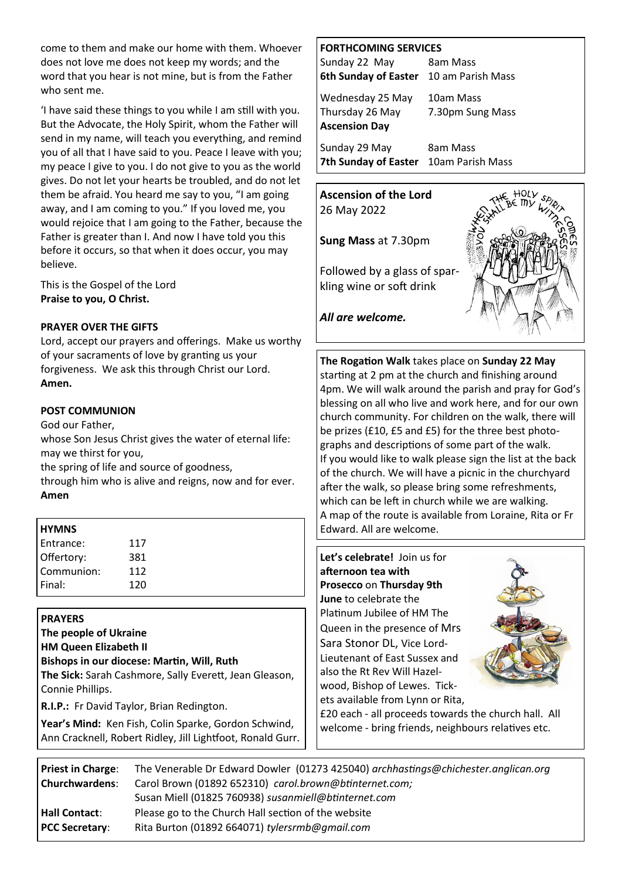come to them and make our home with them. Whoever does not love me does not keep my words; and the word that you hear is not mine, but is from the Father who sent me.

'I have said these things to you while I am still with you. But the Advocate, the Holy Spirit, whom the Father will send in my name, will teach you everything, and remind you of all that I have said to you. Peace I leave with you; my peace I give to you. I do not give to you as the world gives. Do not let your hearts be troubled, and do not let them be afraid. You heard me say to you, "I am going away, and I am coming to you." If you loved me, you would rejoice that I am going to the Father, because the Father is greater than I. And now I have told you this before it occurs, so that when it does occur, you may believe.

This is the Gospel of the Lord
**Praise to you, O Christ.**

**PRAYER OVER THE GIFTS**

Lord, accept our prayers and offerings. Make us worthy of your sacraments of love by granting us your forgiveness. We ask this through Christ our Lord.
**Amen.**

**POST COMMUNION**

God our Father,
whose Son Jesus Christ gives the water of eternal life:
may we thirst for you,
the spring of life and source of goodness,
through him who is alive and reigns, now and for ever.
**Amen**

**HYMNS**

| | |
|---|---|
| Entrance: | 117 |
| Offertory: | 381 |
| Communion: | 112 |
| Final: | 120 |

**PRAYERS**

**The people of Ukraine**
**HM Queen Elizabeth II**
**Bishops in our diocese: Martin, Will, Ruth**
**The Sick:** Sarah Cashmore, Sally Everett, Jean Gleason, Connie Phillips.

**R.I.P.:** Fr David Taylor, Brian Redington.

**Year's Mind:** Ken Fish, Colin Sparke, Gordon Schwind, Ann Cracknell, Robert Ridley, Jill Lightfoot, Ronald Gurr.

**FORTHCOMING SERVICES**

| | |
|---|---|
| Sunday 22 May | 8am Mass |
| **6th Sunday of Easter** | 10 am Parish Mass |
| Wednesday 25 May | 10am Mass |
| Thursday 26 May | 7.30pm Sung Mass |
| **Ascension Day** | |
| Sunday 29 May | 8am Mass |
| **7th Sunday of Easter** | 10am Parish Mass |

**Ascension of the Lord**
26 May 2022

**Sung Mass** at 7.30pm

Followed by a glass of sparkling wine or soft drink

***All are welcome.***

**The Rogation Walk** takes place on **Sunday 22 May** starting at 2 pm at the church and finishing around 4pm. We will walk around the parish and pray for God's blessing on all who live and work here, and for our own church community. For children on the walk, there will be prizes (£10, £5 and £5) for the three best photographs and descriptions of some part of the walk. If you would like to walk please sign the list at the back of the church. We will have a picnic in the churchyard after the walk, so please bring some refreshments, which can be left in church while we are walking. A map of the route is available from Loraine, Rita or Fr Edward. All are welcome.

**Let's celebrate!** Join us for **afternoon tea with Prosecco** on **Thursday 9th June** to celebrate the Platinum Jubilee of HM The Queen in the presence of Mrs Sara Stonor DL, Vice Lord-Lieutenant of East Sussex and also the Rt Rev Will Hazelwood, Bishop of Lewes. Tickets available from Lynn or Rita, £20 each - all proceeds towards the church hall. All welcome - bring friends, neighbours relatives etc.

| | |
|---|---|
| **Priest in Charge**: | The Venerable Dr Edward Dowler (01273 425040) *archhastings@chichester.anglican.org* |
| **Churchwardens**: | Carol Brown (01892 652310) *carol.brown@btinternet.com;* |
| | Susan Miell (01825 760938) *susanmiell@btinternet.com* |
| **Hall Contact**: | Please go to the Church Hall section of the website |
| **PCC Secretary**: | Rita Burton (01892 664071) *tylersrmb@gmail.com* |